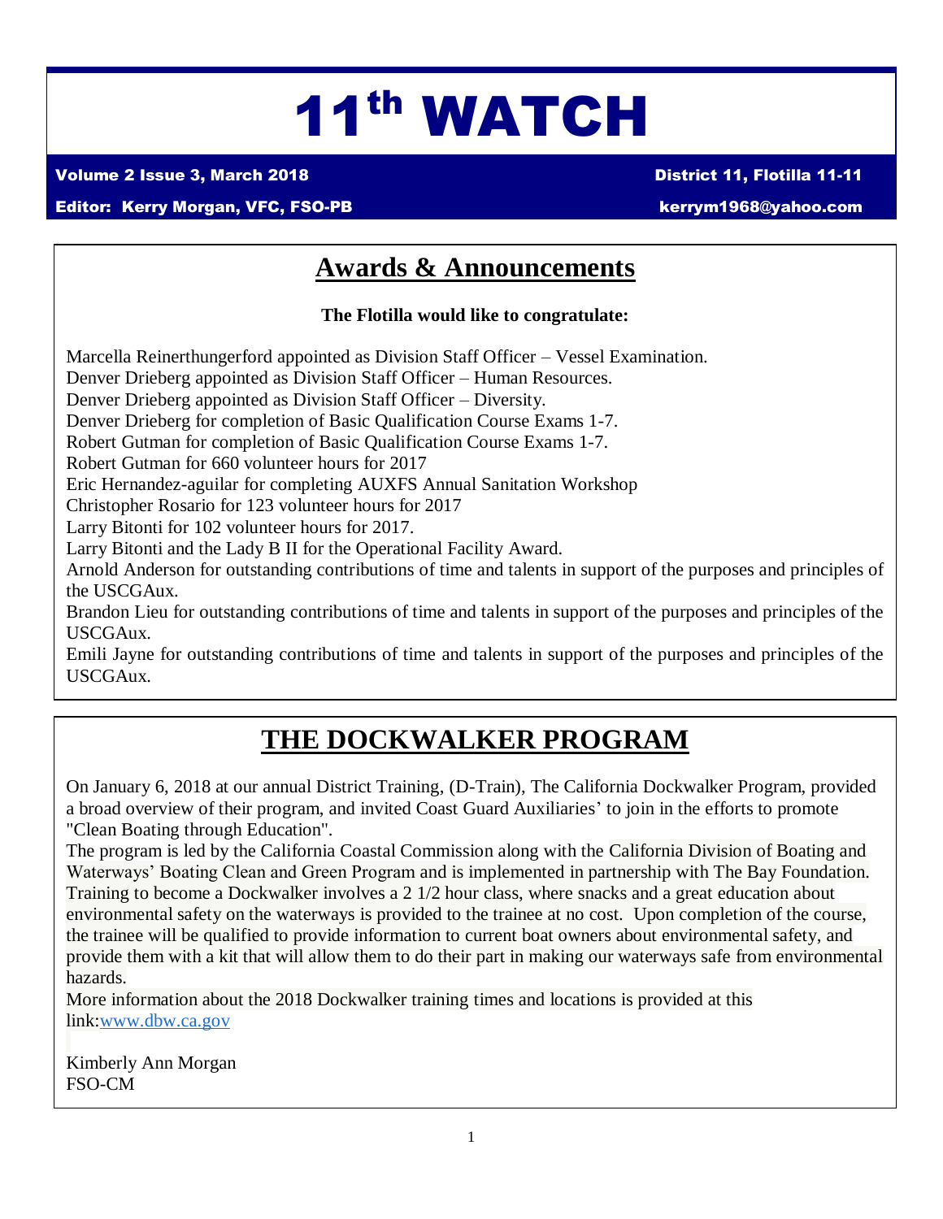# 11th WATCH

**Volume 2 Issue 3, March 2018** — **District 11, Flotilla 11-11**

**Editor: Kerry Morgan, VFC, FSO-PB** — **kerrym1968@yahoo.com**

## Awards & Announcements

**The Flotilla would like to congratulate:**

Marcella Reinerthungerford appointed as Division Staff Officer – Vessel Examination.
Denver Drieberg appointed as Division Staff Officer – Human Resources.
Denver Drieberg appointed as Division Staff Officer – Diversity.
Denver Drieberg for completion of Basic Qualification Course Exams 1-7.
Robert Gutman for completion of Basic Qualification Course Exams 1-7.
Robert Gutman for 660 volunteer hours for 2017
Eric Hernandez-aguilar for completing AUXFS Annual Sanitation Workshop
Christopher Rosario for 123 volunteer hours for 2017
Larry Bitonti for 102 volunteer hours for 2017.
Larry Bitonti and the Lady B II for the Operational Facility Award.
Arnold Anderson for outstanding contributions of time and talents in support of the purposes and principles of the USCGAux.
Brandon Lieu for outstanding contributions of time and talents in support of the purposes and principles of the USCGAux.
Emili Jayne for outstanding contributions of time and talents in support of the purposes and principles of the USCGAux.

## THE DOCKWALKER PROGRAM

On January 6, 2018 at our annual District Training, (D-Train), The California Dockwalker Program, provided a broad overview of their program, and invited Coast Guard Auxiliaries' to join in the efforts to promote "Clean Boating through Education".
The program is led by the California Coastal Commission along with the California Division of Boating and Waterways' Boating Clean and Green Program and is implemented in partnership with The Bay Foundation. Training to become a Dockwalker involves a 2 1/2 hour class, where snacks and a great education about environmental safety on the waterways is provided to the trainee at no cost. Upon completion of the course, the trainee will be qualified to provide information to current boat owners about environmental safety, and provide them with a kit that will allow them to do their part in making our waterways safe from environmental hazards.
More information about the 2018 Dockwalker training times and locations is provided at this link:www.dbw.ca.gov

Kimberly Ann Morgan
FSO-CM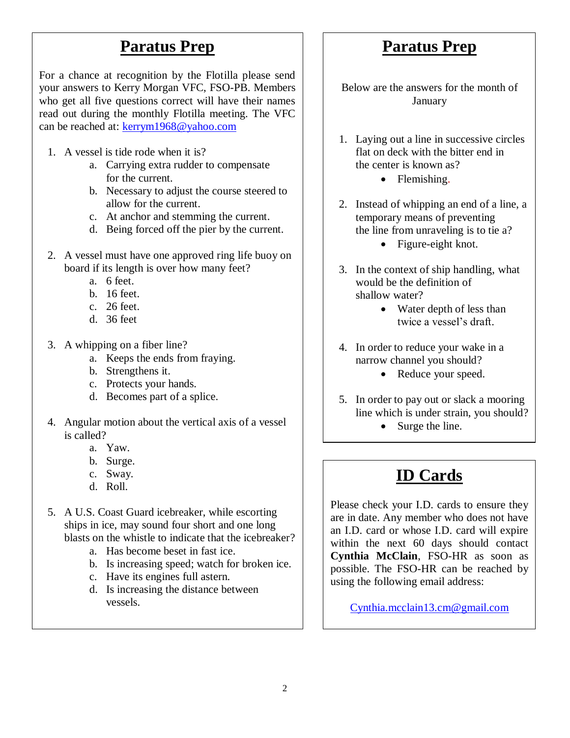## Paratus Prep

For a chance at recognition by the Flotilla please send your answers to Kerry Morgan VFC, FSO-PB. Members who get all five questions correct will have their names read out during the monthly Flotilla meeting. The VFC can be reached at: kerrym1968@yahoo.com

1. A vessel is tide rode when it is?
   a. Carrying extra rudder to compensate for the current.
   b. Necessary to adjust the course steered to allow for the current.
   c. At anchor and stemming the current.
   d. Being forced off the pier by the current.

2. A vessel must have one approved ring life buoy on board if its length is over how many feet?
   a. 6 feet.
   b. 16 feet.
   c. 26 feet.
   d. 36 feet

3. A whipping on a fiber line?
   a. Keeps the ends from fraying.
   b. Strengthens it.
   c. Protects your hands.
   d. Becomes part of a splice.

4. Angular motion about the vertical axis of a vessel is called?
   a. Yaw.
   b. Surge.
   c. Sway.
   d. Roll.

5. A U.S. Coast Guard icebreaker, while escorting ships in ice, may sound four short and one long blasts on the whistle to indicate that the icebreaker?
   a. Has become beset in fast ice.
   b. Is increasing speed; watch for broken ice.
   c. Have its engines full astern.
   d. Is increasing the distance between vessels.

## Paratus Prep

Below are the answers for the month of January

1. Laying out a line in successive circles flat on deck with the bitter end in the center is known as?
   - Flemishing.

2. Instead of whipping an end of a line, a temporary means of preventing the line from unraveling is to tie a?
   - Figure-eight knot.

3. In the context of ship handling, what would be the definition of shallow water?
   - Water depth of less than twice a vessel's draft.

4. In order to reduce your wake in a narrow channel you should?
   - Reduce your speed.

5. In order to pay out or slack a mooring line which is under strain, you should?
   - Surge the line.

## ID Cards

Please check your I.D. cards to ensure they are in date. Any member who does not have an I.D. card or whose I.D. card will expire within the next 60 days should contact **Cynthia McClain**, FSO-HR as soon as possible. The FSO-HR can be reached by using the following email address:

Cynthia.mcclain13.cm@gmail.com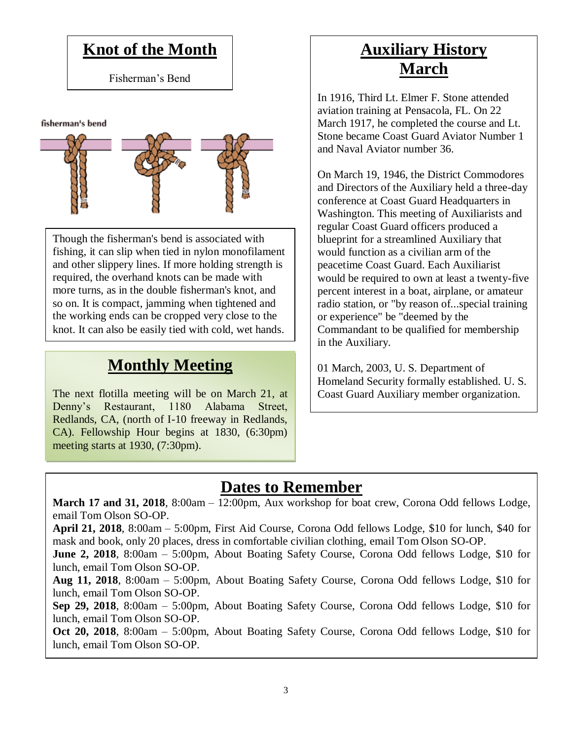## Knot of the Month

Fisherman's Bend

fisherman's bend

Though the fisherman's bend is associated with fishing, it can slip when tied in nylon monofilament and other slippery lines. If more holding strength is required, the overhand knots can be made with more turns, as in the double fisherman's knot, and so on. It is compact, jamming when tightened and the working ends can be cropped very close to the knot. It can also be easily tied with cold, wet hands.

## Monthly Meeting

The next flotilla meeting will be on March 21, at Denny's Restaurant, 1180 Alabama Street, Redlands, CA, (north of I-10 freeway in Redlands, CA). Fellowship Hour begins at 1830, (6:30pm) meeting starts at 1930, (7:30pm).

## Auxiliary History March

In 1916, Third Lt. Elmer F. Stone attended aviation training at Pensacola, FL. On 22 March 1917, he completed the course and Lt. Stone became Coast Guard Aviator Number 1 and Naval Aviator number 36.

On March 19, 1946, the District Commodores and Directors of the Auxiliary held a three-day conference at Coast Guard Headquarters in Washington. This meeting of Auxiliarists and regular Coast Guard officers produced a blueprint for a streamlined Auxiliary that would function as a civilian arm of the peacetime Coast Guard. Each Auxiliarist would be required to own at least a twenty-five percent interest in a boat, airplane, or amateur radio station, or "by reason of...special training or experience" be "deemed by the Commandant to be qualified for membership in the Auxiliary.

01 March, 2003, U. S. Department of Homeland Security formally established. U. S. Coast Guard Auxiliary member organization.

## Dates to Remember

**March 17 and 31, 2018**, 8:00am – 12:00pm, Aux workshop for boat crew, Corona Odd fellows Lodge, email Tom Olson SO-OP.

**April 21, 2018**, 8:00am – 5:00pm, First Aid Course, Corona Odd fellows Lodge, $10 for lunch, $40 for mask and book, only 20 places, dress in comfortable civilian clothing, email Tom Olson SO-OP.

**June 2, 2018**, 8:00am – 5:00pm, About Boating Safety Course, Corona Odd fellows Lodge, $10 for lunch, email Tom Olson SO-OP.

**Aug 11, 2018**, 8:00am – 5:00pm, About Boating Safety Course, Corona Odd fellows Lodge, $10 for lunch, email Tom Olson SO-OP.

**Sep 29, 2018**, 8:00am – 5:00pm, About Boating Safety Course, Corona Odd fellows Lodge, $10 for lunch, email Tom Olson SO-OP.

**Oct 20, 2018**, 8:00am – 5:00pm, About Boating Safety Course, Corona Odd fellows Lodge, $10 for lunch, email Tom Olson SO-OP.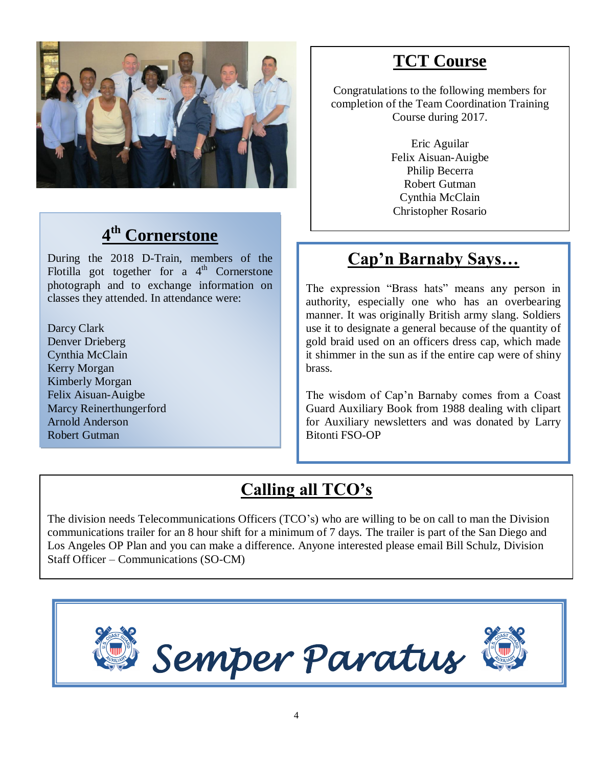## 4th Cornerstone

During the 2018 D-Train, members of the Flotilla got together for a 4th Cornerstone photograph and to exchange information on classes they attended. In attendance were:

Darcy Clark
Denver Drieberg
Cynthia McClain
Kerry Morgan
Kimberly Morgan
Felix Aisuan-Auigbe
Marcy Reinerthungerford
Arnold Anderson
Robert Gutman

## TCT Course

Congratulations to the following members for completion of the Team Coordination Training Course during 2017.

Eric Aguilar
Felix Aisuan-Auigbe
Philip Becerra
Robert Gutman
Cynthia McClain
Christopher Rosario

## Cap'n Barnaby Says…

The expression "Brass hats" means any person in authority, especially one who has an overbearing manner. It was originally British army slang. Soldiers use it to designate a general because of the quantity of gold braid used on an officers dress cap, which made it shimmer in the sun as if the entire cap were of shiny brass.

The wisdom of Cap'n Barnaby comes from a Coast Guard Auxiliary Book from 1988 dealing with clipart for Auxiliary newsletters and was donated by Larry Bitonti FSO-OP

## Calling all TCO's

The division needs Telecommunications Officers (TCO's) who are willing to be on call to man the Division communications trailer for an 8 hour shift for a minimum of 7 days. The trailer is part of the San Diego and Los Angeles OP Plan and you can make a difference. Anyone interested please email Bill Schulz, Division Staff Officer – Communications (SO-CM)

*Semper Paratus*